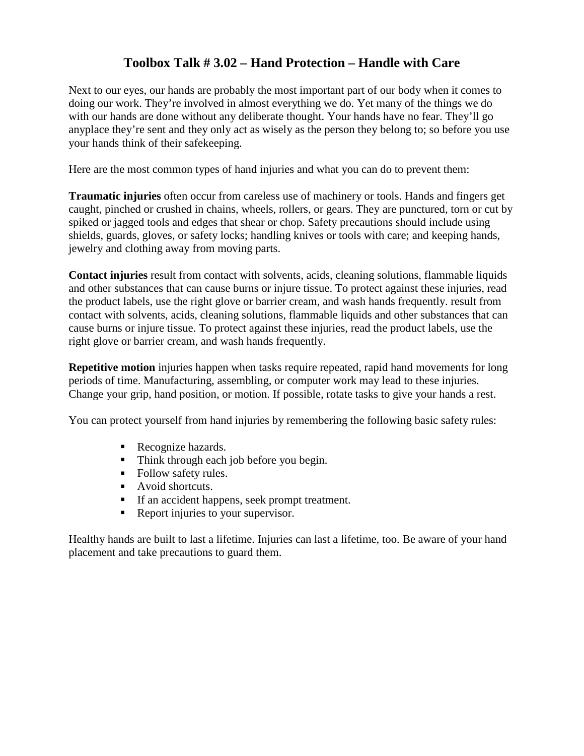# Toolbox Talk # 3.02 – Hand Protection – Handle with Care

Next to our eyes, our hands are probably the most important part of our body when it comes to doing our work. They're involved in almost everything we do. Yet many of the things we do with our hands are done without any deliberate thought. Your hands have no fear. They'll go anyplace they're sent and they only act as wisely as the person they belong to; so before you use your hands think of their safekeeping.

Here are the most common types of hand injuries and what you can do to prevent them:

**Traumatic injuries** often occur from careless use of machinery or tools. Hands and fingers get caught, pinched or crushed in chains, wheels, rollers, or gears. They are punctured, torn or cut by spiked or jagged tools and edges that shear or chop. Safety precautions should include using shields, guards, gloves, or safety locks; handling knives or tools with care; and keeping hands, jewelry and clothing away from moving parts.

**Contact injuries** result from contact with solvents, acids, cleaning solutions, flammable liquids and other substances that can cause burns or injure tissue. To protect against these injuries, read the product labels, use the right glove or barrier cream, and wash hands frequently. result from contact with solvents, acids, cleaning solutions, flammable liquids and other substances that can cause burns or injure tissue. To protect against these injuries, read the product labels, use the right glove or barrier cream, and wash hands frequently.

**Repetitive motion** injuries happen when tasks require repeated, rapid hand movements for long periods of time. Manufacturing, assembling, or computer work may lead to these injuries. Change your grip, hand position, or motion. If possible, rotate tasks to give your hands a rest.

You can protect yourself from hand injuries by remembering the following basic safety rules:

- Recognize hazards.
- Think through each job before you begin.
- Follow safety rules.
- Avoid shortcuts.
- If an accident happens, seek prompt treatment.
- Report injuries to your supervisor.

Healthy hands are built to last a lifetime. Injuries can last a lifetime, too. Be aware of your hand placement and take precautions to guard them.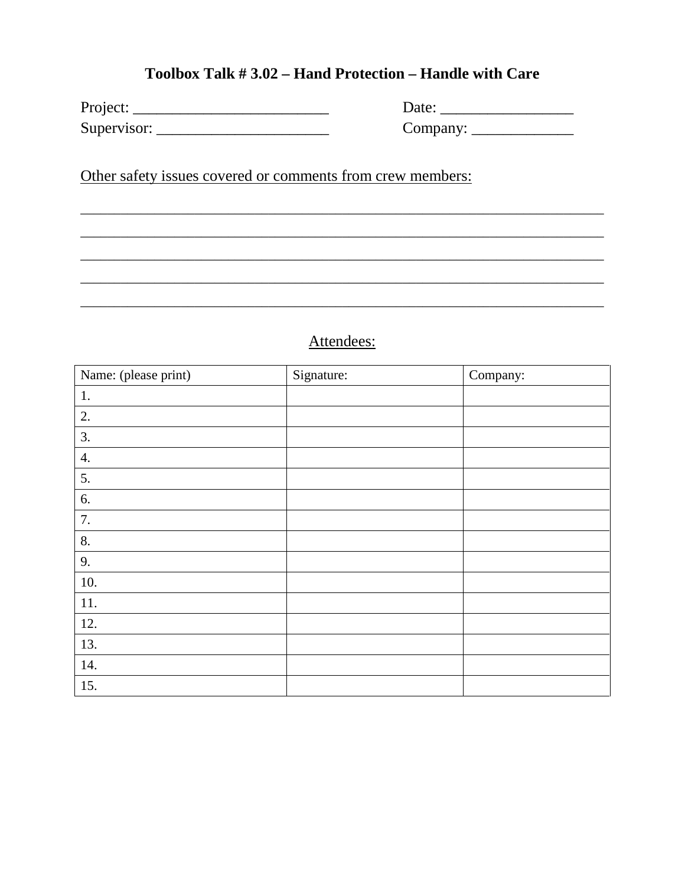# Toolbox Talk # 3.02 – Hand Protection – Handle with Care

Project: _________________________ Date: _________________

Supervisor: ______________________ Company: _____________

Other safety issues covered or comments from crew members:

___________________________________________________________________________
___________________________________________________________________________
___________________________________________________________________________
___________________________________________________________________________
___________________________________________________________________________

Attendees:

| Name: (please print) | Signature: | Company: |
|---|---|---|
| 1. | | |
| 2. | | |
| 3. | | |
| 4. | | |
| 5. | | |
| 6. | | |
| 7. | | |
| 8. | | |
| 9. | | |
| 10. | | |
| 11. | | |
| 12. | | |
| 13. | | |
| 14. | | |
| 15. | | |